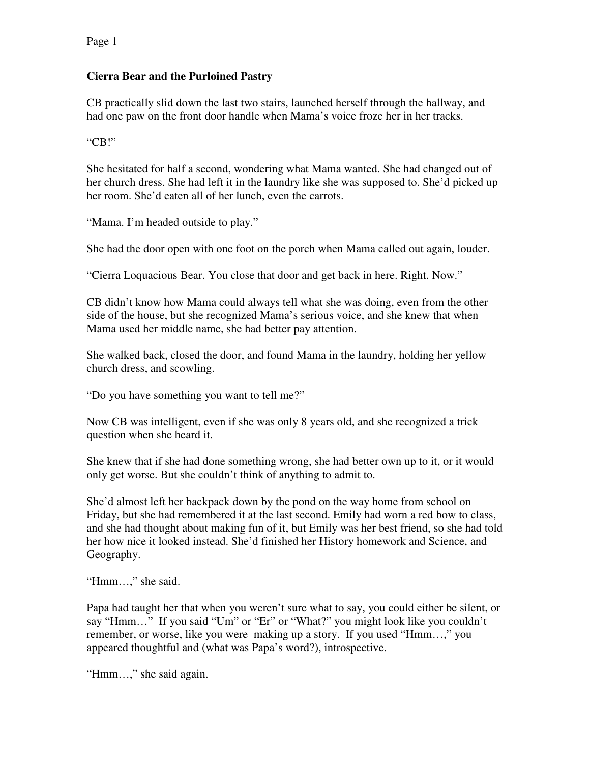## Cierra Bear and the Purloined Pastry

CB practically slid down the last two stairs, launched herself through the hallway, and had one paw on the front door handle when Mama's voice froze her in her tracks.

"CB!"

She hesitated for half a second, wondering what Mama wanted. She had changed out of her church dress. She had left it in the laundry like she was supposed to. She'd picked up her room. She'd eaten all of her lunch, even the carrots.

"Mama. I'm headed outside to play."

She had the door open with one foot on the porch when Mama called out again, louder.

"Cierra Loquacious Bear. You close that door and get back in here. Right. Now."

CB didn't know how Mama could always tell what she was doing, even from the other side of the house, but she recognized Mama's serious voice, and she knew that when Mama used her middle name, she had better pay attention.

She walked back, closed the door, and found Mama in the laundry, holding her yellow church dress, and scowling.

"Do you have something you want to tell me?"

Now CB was intelligent, even if she was only 8 years old, and she recognized a trick question when she heard it.

She knew that if she had done something wrong, she had better own up to it, or it would only get worse. But she couldn't think of anything to admit to.

She'd almost left her backpack down by the pond on the way home from school on Friday, but she had remembered it at the last second. Emily had worn a red bow to class, and she had thought about making fun of it, but Emily was her best friend, so she had told her how nice it looked instead. She'd finished her History homework and Science, and Geography.

"Hmm…," she said.

Papa had taught her that when you weren't sure what to say, you could either be silent, or say "Hmm…" If you said "Um" or "Er" or "What?" you might look like you couldn't remember, or worse, like you were making up a story. If you used "Hmm…," you appeared thoughtful and (what was Papa's word?), introspective.

"Hmm…," she said again.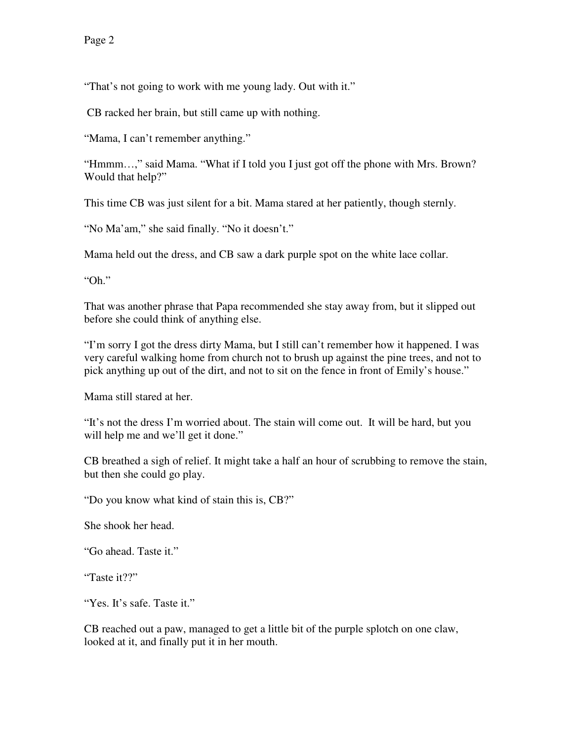"That's not going to work with me young lady. Out with it."

CB racked her brain, but still came up with nothing.

"Mama, I can't remember anything."

"Hmmm…," said Mama. "What if I told you I just got off the phone with Mrs. Brown? Would that help?"

This time CB was just silent for a bit. Mama stared at her patiently, though sternly.

"No Ma'am," she said finally. "No it doesn't."

Mama held out the dress, and CB saw a dark purple spot on the white lace collar.

"Oh."

That was another phrase that Papa recommended she stay away from, but it slipped out before she could think of anything else.

"I'm sorry I got the dress dirty Mama, but I still can't remember how it happened. I was very careful walking home from church not to brush up against the pine trees, and not to pick anything up out of the dirt, and not to sit on the fence in front of Emily's house."

Mama still stared at her.

"It's not the dress I'm worried about. The stain will come out. It will be hard, but you will help me and we'll get it done."

CB breathed a sigh of relief. It might take a half an hour of scrubbing to remove the stain, but then she could go play.

"Do you know what kind of stain this is, CB?"

She shook her head.

"Go ahead. Taste it."

"Taste it??"

"Yes. It's safe. Taste it."

CB reached out a paw, managed to get a little bit of the purple splotch on one claw, looked at it, and finally put it in her mouth.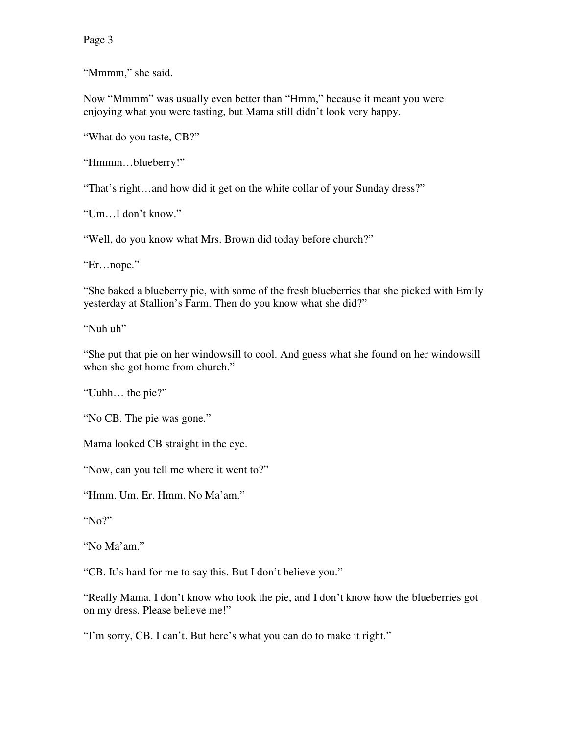"Mmmm," she said.

Now "Mmmm" was usually even better than "Hmm," because it meant you were enjoying what you were tasting, but Mama still didn't look very happy.

"What do you taste, CB?"

"Hmmm…blueberry!"

"That's right…and how did it get on the white collar of your Sunday dress?"

"Um…I don't know."

"Well, do you know what Mrs. Brown did today before church?"

"Er…nope."

"She baked a blueberry pie, with some of the fresh blueberries that she picked with Emily yesterday at Stallion's Farm. Then do you know what she did?"

"Nuh uh"

"She put that pie on her windowsill to cool. And guess what she found on her windowsill when she got home from church."

"Uuhh… the pie?"

"No CB. The pie was gone."

Mama looked CB straight in the eye.

"Now, can you tell me where it went to?"

"Hmm. Um. Er. Hmm. No Ma'am."

"No?"

"No Ma'am."

"CB. It's hard for me to say this. But I don't believe you."

"Really Mama. I don't know who took the pie, and I don't know how the blueberries got on my dress. Please believe me!"

"I'm sorry, CB. I can't. But here's what you can do to make it right."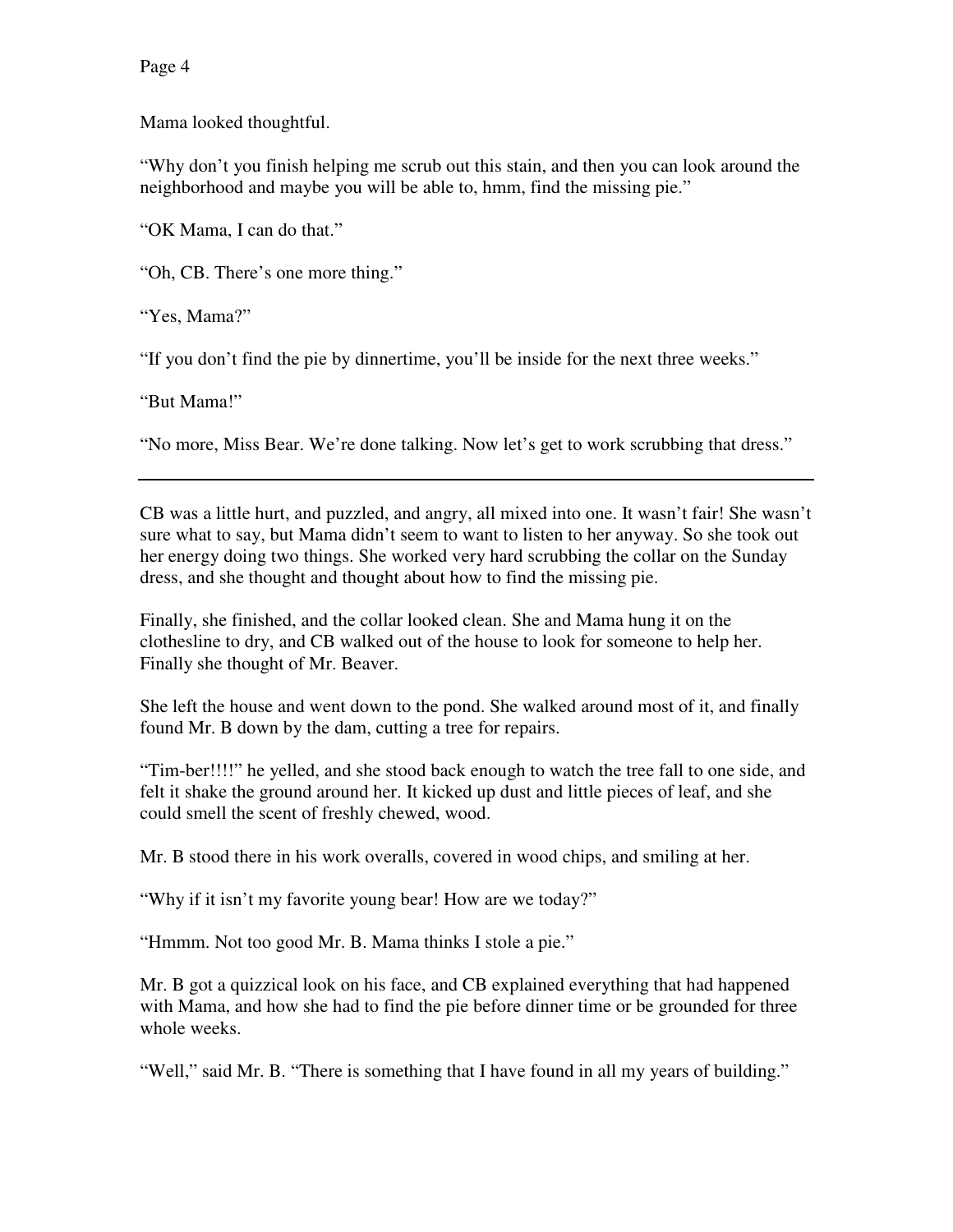Mama looked thoughtful.

"Why don't you finish helping me scrub out this stain, and then you can look around the neighborhood and maybe you will be able to, hmm, find the missing pie."

"OK Mama, I can do that."

"Oh, CB. There's one more thing."

"Yes, Mama?"

"If you don't find the pie by dinnertime, you'll be inside for the next three weeks."

"But Mama!"

"No more, Miss Bear. We're done talking. Now let's get to work scrubbing that dress."

---

CB was a little hurt, and puzzled, and angry, all mixed into one. It wasn't fair! She wasn't sure what to say, but Mama didn't seem to want to listen to her anyway. So she took out her energy doing two things. She worked very hard scrubbing the collar on the Sunday dress, and she thought and thought about how to find the missing pie.

Finally, she finished, and the collar looked clean. She and Mama hung it on the clothesline to dry, and CB walked out of the house to look for someone to help her. Finally she thought of Mr. Beaver.

She left the house and went down to the pond. She walked around most of it, and finally found Mr. B down by the dam, cutting a tree for repairs.

"Tim-ber!!!!" he yelled, and she stood back enough to watch the tree fall to one side, and felt it shake the ground around her. It kicked up dust and little pieces of leaf, and she could smell the scent of freshly chewed, wood.

Mr. B stood there in his work overalls, covered in wood chips, and smiling at her.

"Why if it isn't my favorite young bear! How are we today?"

"Hmmm. Not too good Mr. B. Mama thinks I stole a pie."

Mr. B got a quizzical look on his face, and CB explained everything that had happened with Mama, and how she had to find the pie before dinner time or be grounded for three whole weeks.

"Well," said Mr. B. "There is something that I have found in all my years of building."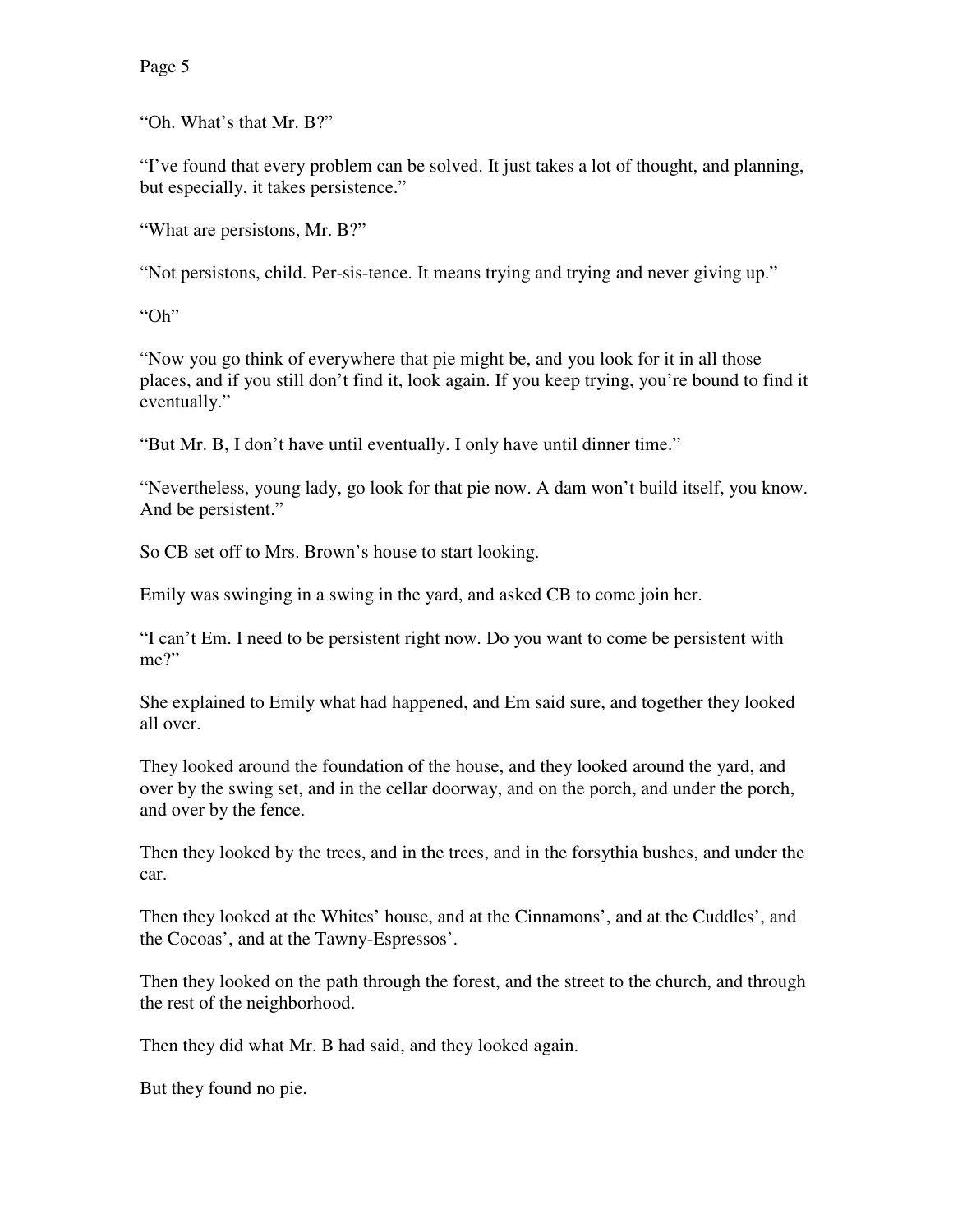"Oh. What's that Mr. B?"

"I've found that every problem can be solved. It just takes a lot of thought, and planning, but especially, it takes persistence."

"What are persistons, Mr. B?"

"Not persistons, child. Per-sis-tence. It means trying and trying and never giving up."

"Oh"

"Now you go think of everywhere that pie might be, and you look for it in all those places, and if you still don't find it, look again. If you keep trying, you're bound to find it eventually."

"But Mr. B, I don't have until eventually. I only have until dinner time."

"Nevertheless, young lady, go look for that pie now. A dam won't build itself, you know. And be persistent."

So CB set off to Mrs. Brown's house to start looking.

Emily was swinging in a swing in the yard, and asked CB to come join her.

"I can't Em. I need to be persistent right now. Do you want to come be persistent with me?"

She explained to Emily what had happened, and Em said sure, and together they looked all over.

They looked around the foundation of the house, and they looked around the yard, and over by the swing set, and in the cellar doorway, and on the porch, and under the porch, and over by the fence.

Then they looked by the trees, and in the trees, and in the forsythia bushes, and under the car.

Then they looked at the Whites' house, and at the Cinnamons', and at the Cuddles', and the Cocoas', and at the Tawny-Espressos'.

Then they looked on the path through the forest, and the street to the church, and through the rest of the neighborhood.

Then they did what Mr. B had said, and they looked again.

But they found no pie.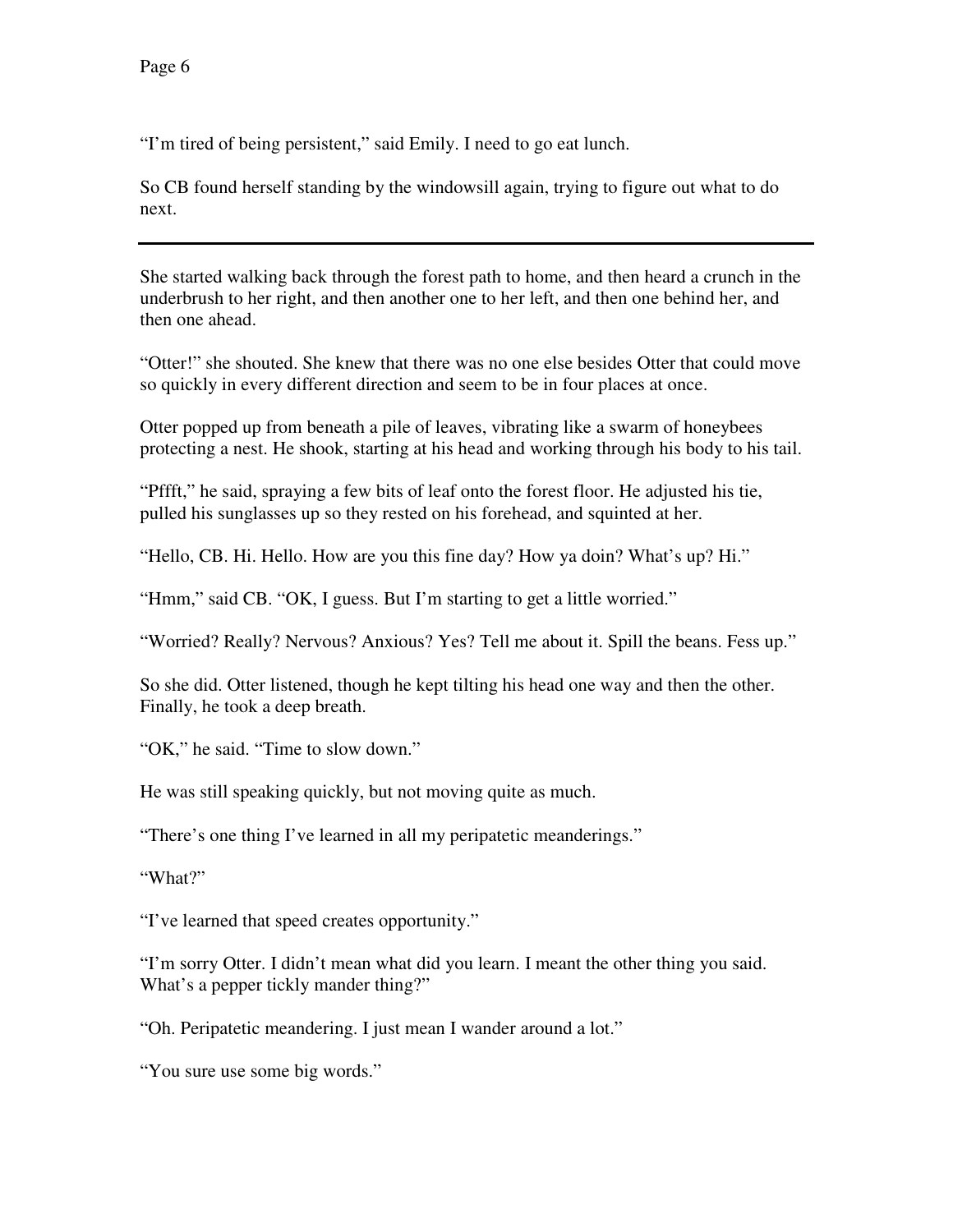"I'm tired of being persistent," said Emily. I need to go eat lunch.

So CB found herself standing by the windowsill again, trying to figure out what to do next.

---

She started walking back through the forest path to home, and then heard a crunch in the underbrush to her right, and then another one to her left, and then one behind her, and then one ahead.

"Otter!" she shouted. She knew that there was no one else besides Otter that could move so quickly in every different direction and seem to be in four places at once.

Otter popped up from beneath a pile of leaves, vibrating like a swarm of honeybees protecting a nest. He shook, starting at his head and working through his body to his tail.

"Pffft," he said, spraying a few bits of leaf onto the forest floor. He adjusted his tie, pulled his sunglasses up so they rested on his forehead, and squinted at her.

"Hello, CB. Hi. Hello. How are you this fine day? How ya doin? What's up? Hi."

"Hmm," said CB. "OK, I guess. But I'm starting to get a little worried."

"Worried? Really? Nervous? Anxious? Yes? Tell me about it. Spill the beans. Fess up."

So she did. Otter listened, though he kept tilting his head one way and then the other. Finally, he took a deep breath.

"OK," he said. "Time to slow down."

He was still speaking quickly, but not moving quite as much.

"There's one thing I've learned in all my peripatetic meanderings."

"What?"

"I've learned that speed creates opportunity."

"I'm sorry Otter. I didn't mean what did you learn. I meant the other thing you said. What's a pepper tickly mander thing?"

"Oh. Peripatetic meandering. I just mean I wander around a lot."

"You sure use some big words."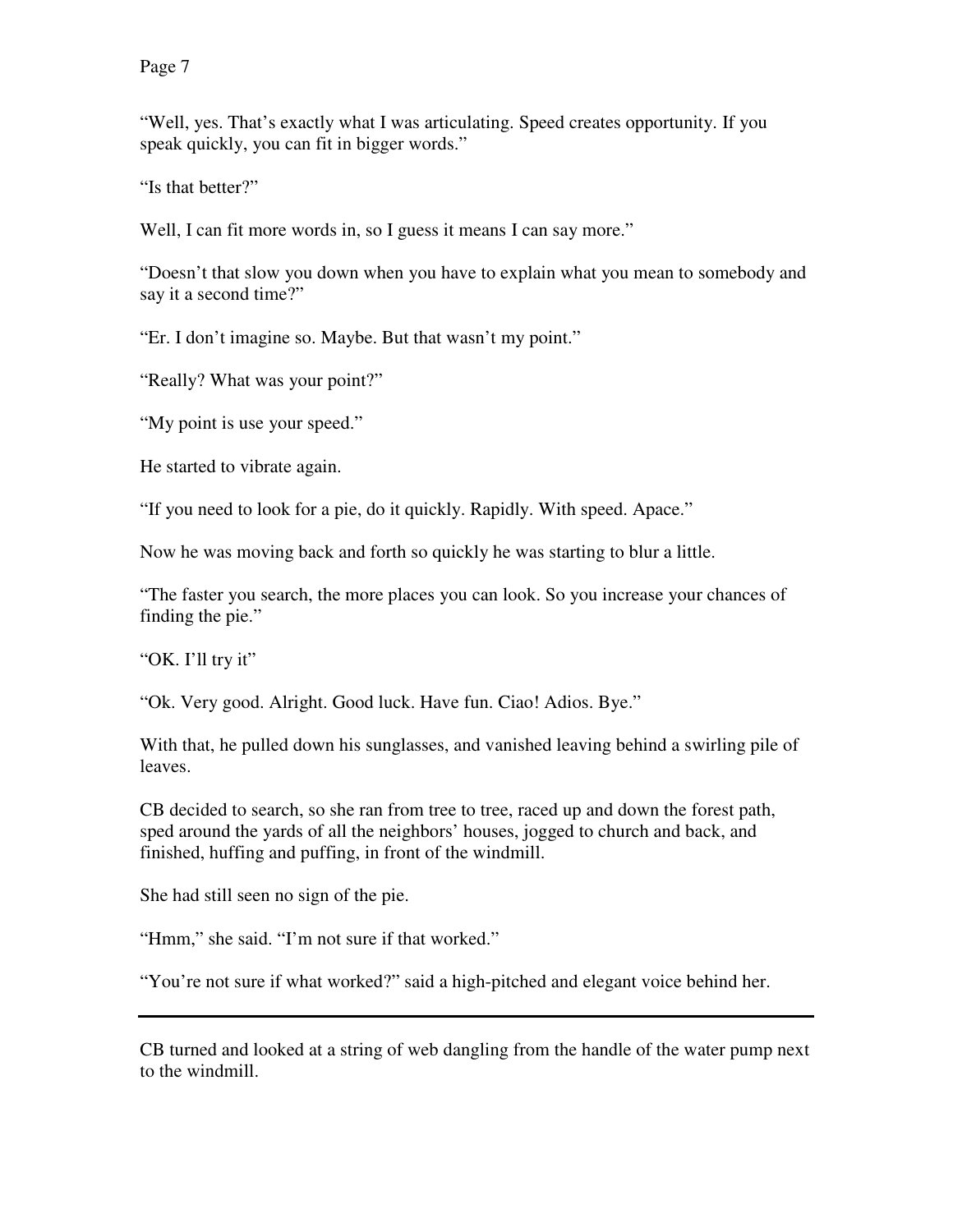"Well, yes. That's exactly what I was articulating. Speed creates opportunity. If you speak quickly, you can fit in bigger words."

"Is that better?"

Well, I can fit more words in, so I guess it means I can say more."

"Doesn't that slow you down when you have to explain what you mean to somebody and say it a second time?"

"Er. I don't imagine so. Maybe. But that wasn't my point."

"Really? What was your point?"

"My point is use your speed."

He started to vibrate again.

"If you need to look for a pie, do it quickly. Rapidly. With speed. Apace."

Now he was moving back and forth so quickly he was starting to blur a little.

"The faster you search, the more places you can look. So you increase your chances of finding the pie."

"OK. I'll try it"

"Ok. Very good. Alright. Good luck. Have fun. Ciao! Adios. Bye."

With that, he pulled down his sunglasses, and vanished leaving behind a swirling pile of leaves.

CB decided to search, so she ran from tree to tree, raced up and down the forest path, sped around the yards of all the neighbors' houses, jogged to church and back, and finished, huffing and puffing, in front of the windmill.

She had still seen no sign of the pie.

"Hmm," she said. "I'm not sure if that worked."

"You're not sure if what worked?" said a high-pitched and elegant voice behind her.

---

CB turned and looked at a string of web dangling from the handle of the water pump next to the windmill.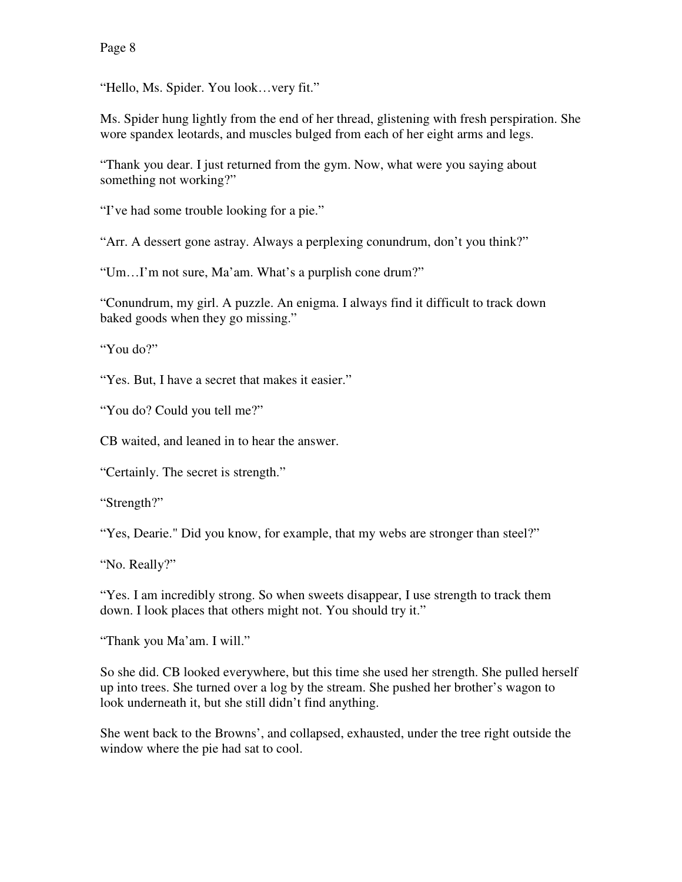"Hello, Ms. Spider. You look…very fit."

Ms. Spider hung lightly from the end of her thread, glistening with fresh perspiration. She wore spandex leotards, and muscles bulged from each of her eight arms and legs.

"Thank you dear. I just returned from the gym. Now, what were you saying about something not working?"

"I've had some trouble looking for a pie."

"Arr. A dessert gone astray. Always a perplexing conundrum, don't you think?"

"Um…I'm not sure, Ma'am. What's a purplish cone drum?"

"Conundrum, my girl. A puzzle. An enigma. I always find it difficult to track down baked goods when they go missing."

"You do?"

"Yes. But, I have a secret that makes it easier."

"You do? Could you tell me?"

CB waited, and leaned in to hear the answer.

"Certainly. The secret is strength."

"Strength?"

"Yes, Dearie." Did you know, for example, that my webs are stronger than steel?"

"No. Really?"

"Yes. I am incredibly strong. So when sweets disappear, I use strength to track them down. I look places that others might not. You should try it."

"Thank you Ma'am. I will."

So she did. CB looked everywhere, but this time she used her strength. She pulled herself up into trees. She turned over a log by the stream. She pushed her brother's wagon to look underneath it, but she still didn't find anything.

She went back to the Browns', and collapsed, exhausted, under the tree right outside the window where the pie had sat to cool.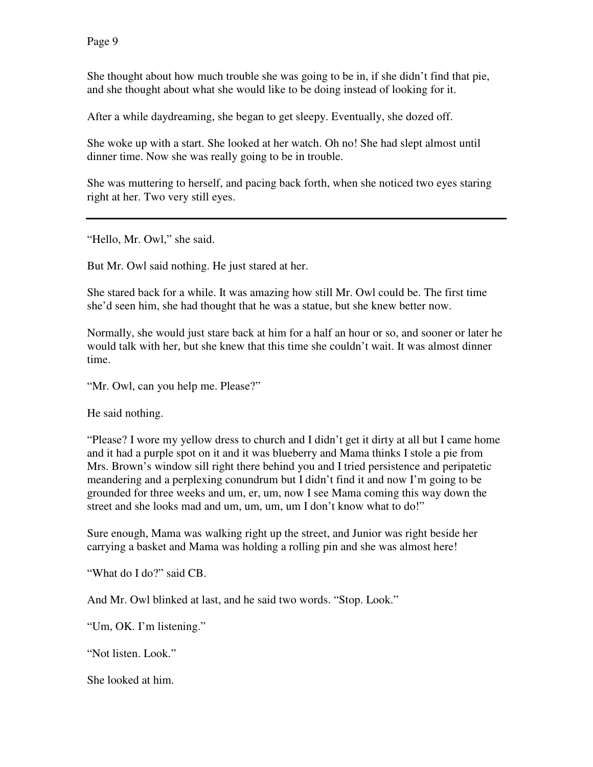She thought about how much trouble she was going to be in, if she didn't find that pie, and she thought about what she would like to be doing instead of looking for it.

After a while daydreaming, she began to get sleepy. Eventually, she dozed off.

She woke up with a start. She looked at her watch. Oh no! She had slept almost until dinner time. Now she was really going to be in trouble.

She was muttering to herself, and pacing back forth, when she noticed two eyes staring right at her. Two very still eyes.

---

"Hello, Mr. Owl," she said.

But Mr. Owl said nothing. He just stared at her.

She stared back for a while. It was amazing how still Mr. Owl could be. The first time she'd seen him, she had thought that he was a statue, but she knew better now.

Normally, she would just stare back at him for a half an hour or so, and sooner or later he would talk with her, but she knew that this time she couldn't wait. It was almost dinner time.

"Mr. Owl, can you help me. Please?"

He said nothing.

"Please? I wore my yellow dress to church and I didn't get it dirty at all but I came home and it had a purple spot on it and it was blueberry and Mama thinks I stole a pie from Mrs. Brown's window sill right there behind you and I tried persistence and peripatetic meandering and a perplexing conundrum but I didn't find it and now I'm going to be grounded for three weeks and um, er, um, now I see Mama coming this way down the street and she looks mad and um, um, um, um I don't know what to do!"

Sure enough, Mama was walking right up the street, and Junior was right beside her carrying a basket and Mama was holding a rolling pin and she was almost here!

"What do I do?" said CB.

And Mr. Owl blinked at last, and he said two words. "Stop. Look."

"Um, OK. I'm listening."

"Not listen. Look."

She looked at him.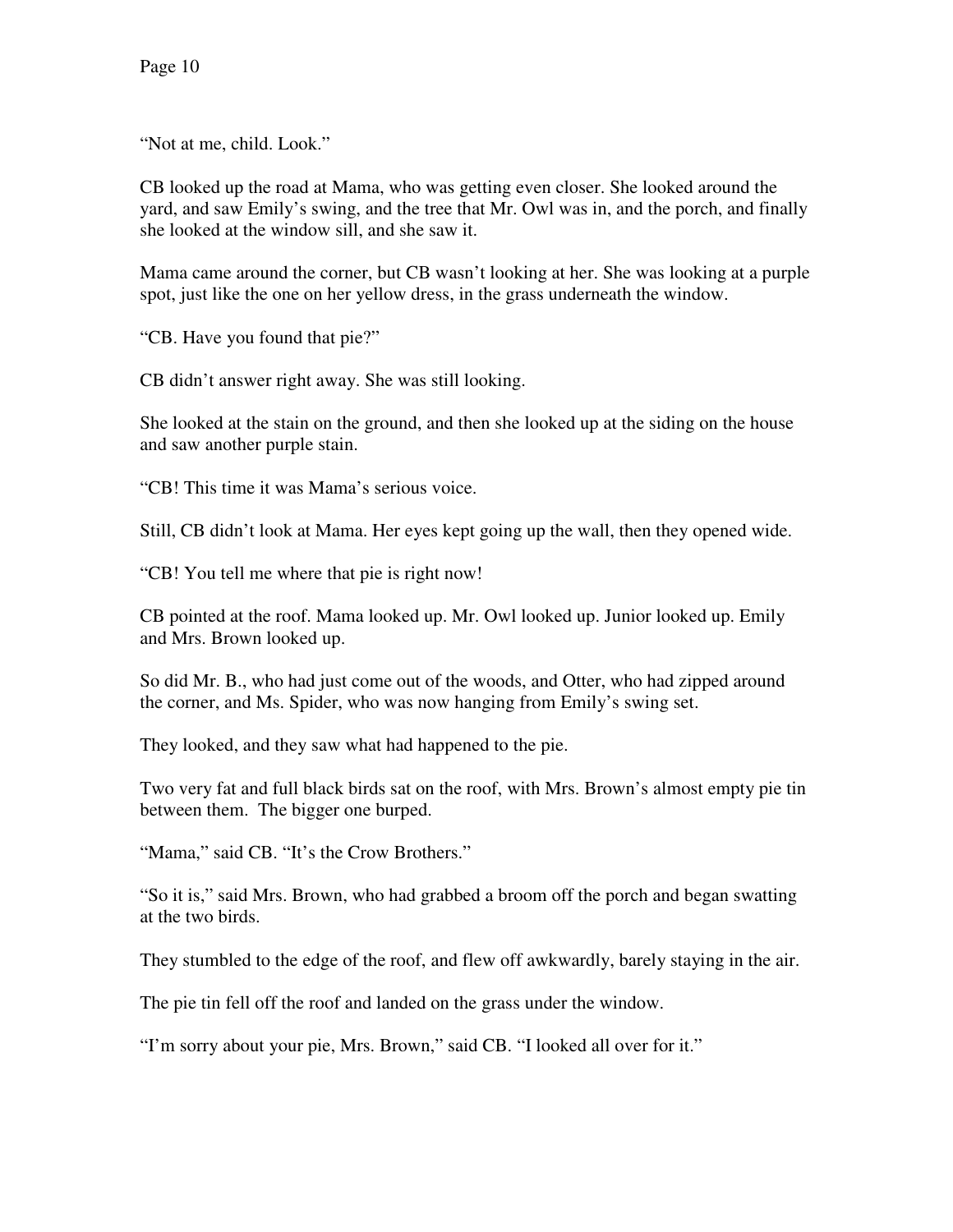"Not at me, child. Look."

CB looked up the road at Mama, who was getting even closer. She looked around the yard, and saw Emily's swing, and the tree that Mr. Owl was in, and the porch, and finally she looked at the window sill, and she saw it.

Mama came around the corner, but CB wasn't looking at her. She was looking at a purple spot, just like the one on her yellow dress, in the grass underneath the window.

"CB. Have you found that pie?"

CB didn't answer right away. She was still looking.

She looked at the stain on the ground, and then she looked up at the siding on the house and saw another purple stain.

"CB! This time it was Mama's serious voice.

Still, CB didn't look at Mama. Her eyes kept going up the wall, then they opened wide.

"CB! You tell me where that pie is right now!

CB pointed at the roof. Mama looked up. Mr. Owl looked up. Junior looked up. Emily and Mrs. Brown looked up.

So did Mr. B., who had just come out of the woods, and Otter, who had zipped around the corner, and Ms. Spider, who was now hanging from Emily's swing set.

They looked, and they saw what had happened to the pie.

Two very fat and full black birds sat on the roof, with Mrs. Brown's almost empty pie tin between them. The bigger one burped.

"Mama," said CB. "It's the Crow Brothers."

"So it is," said Mrs. Brown, who had grabbed a broom off the porch and began swatting at the two birds.

They stumbled to the edge of the roof, and flew off awkwardly, barely staying in the air.

The pie tin fell off the roof and landed on the grass under the window.

"I'm sorry about your pie, Mrs. Brown," said CB. "I looked all over for it."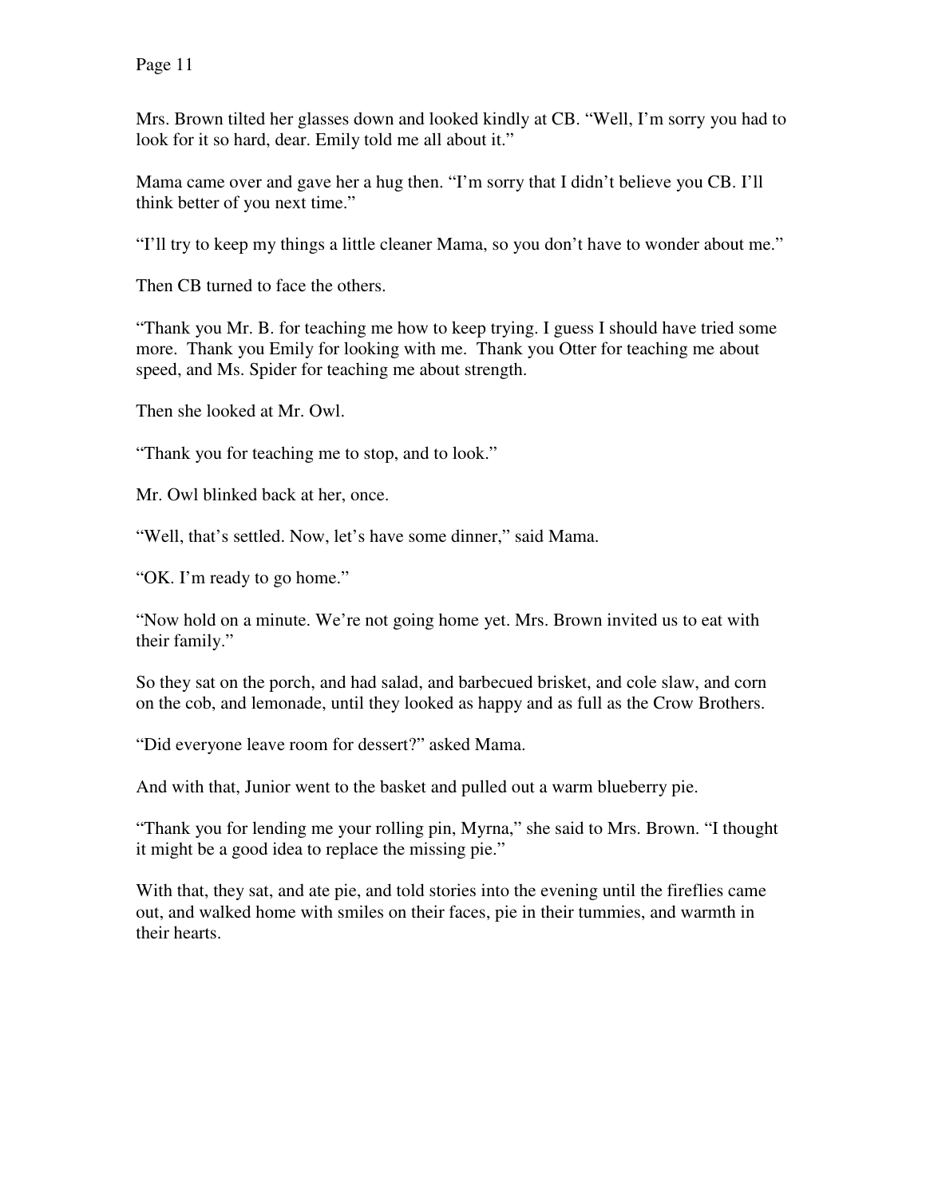Mrs. Brown tilted her glasses down and looked kindly at CB. "Well, I'm sorry you had to look for it so hard, dear. Emily told me all about it."

Mama came over and gave her a hug then. "I'm sorry that I didn't believe you CB. I'll think better of you next time."

"I'll try to keep my things a little cleaner Mama, so you don't have to wonder about me."

Then CB turned to face the others.

"Thank you Mr. B. for teaching me how to keep trying. I guess I should have tried some more. Thank you Emily for looking with me. Thank you Otter for teaching me about speed, and Ms. Spider for teaching me about strength.

Then she looked at Mr. Owl.

"Thank you for teaching me to stop, and to look."

Mr. Owl blinked back at her, once.

"Well, that's settled. Now, let's have some dinner," said Mama.

"OK. I'm ready to go home."

"Now hold on a minute. We're not going home yet. Mrs. Brown invited us to eat with their family."

So they sat on the porch, and had salad, and barbecued brisket, and cole slaw, and corn on the cob, and lemonade, until they looked as happy and as full as the Crow Brothers.

"Did everyone leave room for dessert?" asked Mama.

And with that, Junior went to the basket and pulled out a warm blueberry pie.

"Thank you for lending me your rolling pin, Myrna," she said to Mrs. Brown. "I thought it might be a good idea to replace the missing pie."

With that, they sat, and ate pie, and told stories into the evening until the fireflies came out, and walked home with smiles on their faces, pie in their tummies, and warmth in their hearts.